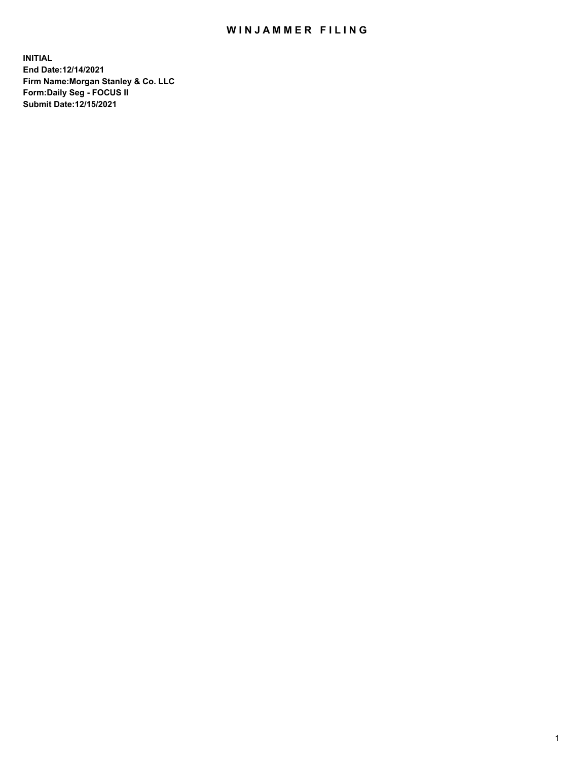# WINJAMMER FILING

**INITIAL**
**End Date:12/14/2021**
**Firm Name:Morgan Stanley & Co. LLC**
**Form:Daily Seg - FOCUS II**
**Submit Date:12/15/2021**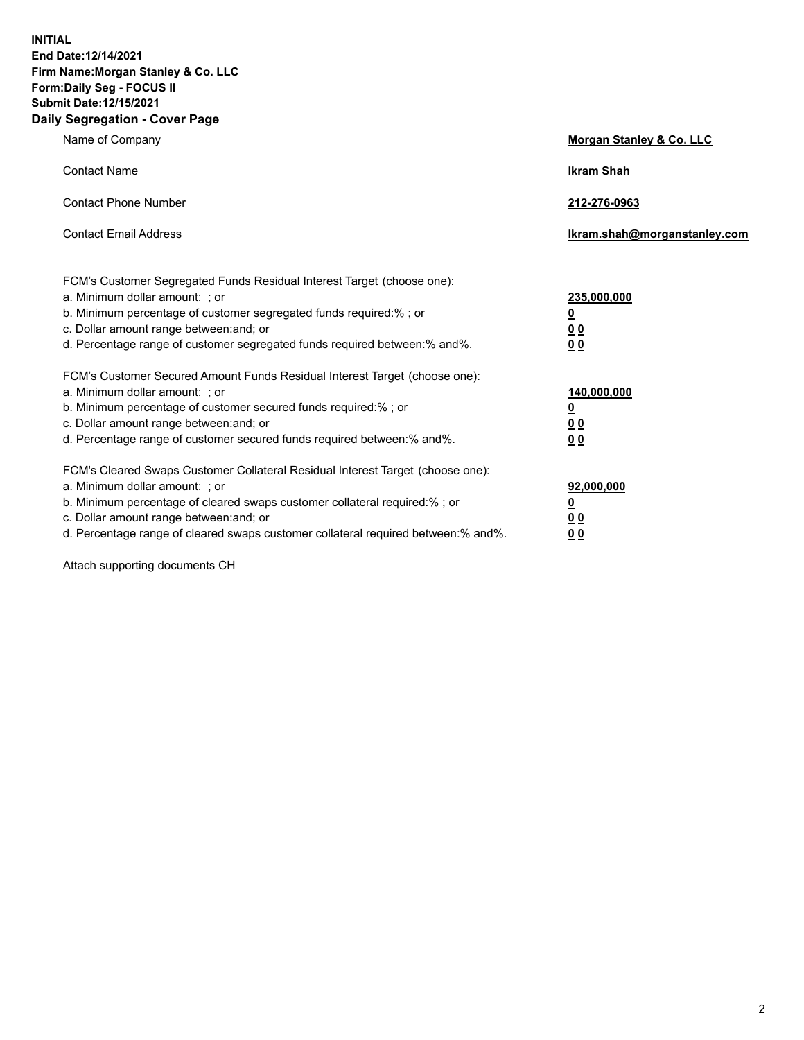**INITIAL**
**End Date:12/14/2021**
**Firm Name:Morgan Stanley & Co. LLC**
**Form:Daily Seg - FOCUS II**
**Submit Date:12/15/2021**
**Daily Segregation - Cover Page**

| | |
|---|---|
| Name of Company | **Morgan Stanley & Co. LLC** |
| Contact Name | **Ikram Shah** |
| Contact Phone Number | **212-276-0963** |
| Contact Email Address | **Ikram.shah@morganstanley.com** |

| | |
|---|---|
| FCM's Customer Segregated Funds Residual Interest Target (choose one): | |
| a. Minimum dollar amount: ; or | **235,000,000** |
| b. Minimum percentage of customer segregated funds required:% ; or | **0** |
| c. Dollar amount range between:and; or | **0 0** |
| d. Percentage range of customer segregated funds required between:% and%. | **0 0** |
| FCM's Customer Secured Amount Funds Residual Interest Target (choose one): | |
| a. Minimum dollar amount: ; or | **140,000,000** |
| b. Minimum percentage of customer secured funds required:% ; or | **0** |
| c. Dollar amount range between:and; or | **0 0** |
| d. Percentage range of customer secured funds required between:% and%. | **0 0** |
| FCM's Cleared Swaps Customer Collateral Residual Interest Target (choose one): | |
| a. Minimum dollar amount: ; or | **92,000,000** |
| b. Minimum percentage of cleared swaps customer collateral required:% ; or | **0** |
| c. Dollar amount range between:and; or | **0 0** |
| d. Percentage range of cleared swaps customer collateral required between:% and%. | **0 0** |

Attach supporting documents CH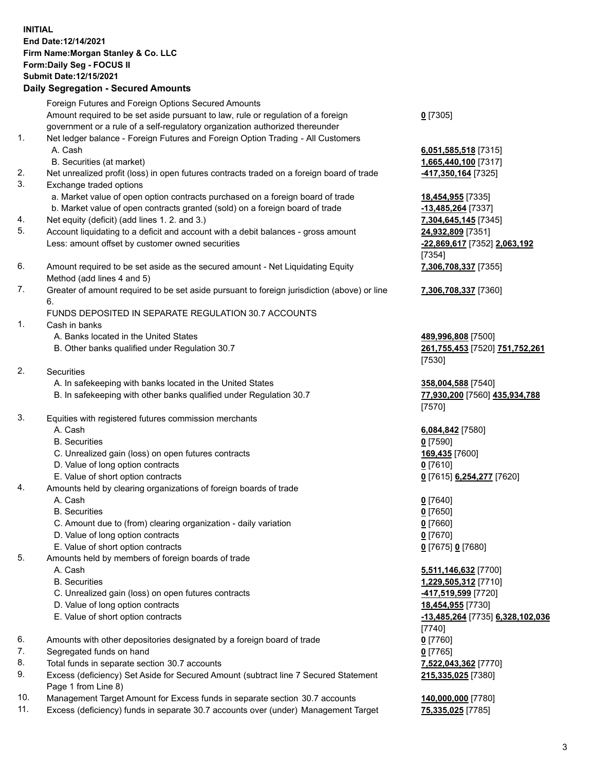**INITIAL**
**End Date:12/14/2021**
**Firm Name:Morgan Stanley & Co. LLC**
**Form:Daily Seg - FOCUS II**
**Submit Date:12/15/2021**

## Daily Segregation - Secured Amounts

| | | |
|---|---|---|
| | Foreign Futures and Foreign Options Secured Amounts | |
| | Amount required to be set aside pursuant to law, rule or regulation of a foreign government or a rule of a self-regulatory organization authorized thereunder | **0** [7305] |
| 1. | Net ledger balance - Foreign Futures and Foreign Option Trading - All Customers | |
| | A. Cash | **6,051,585,518** [7315] |
| | B. Securities (at market) | **1,665,440,100** [7317] |
| 2. | Net unrealized profit (loss) in open futures contracts traded on a foreign board of trade | **-417,350,164** [7325] |
| 3. | Exchange traded options | |
| | a. Market value of open option contracts purchased on a foreign board of trade | **18,454,955** [7335] |
| | b. Market value of open contracts granted (sold) on a foreign board of trade | **-13,485,264** [7337] |
| 4. | Net equity (deficit) (add lines 1. 2. and 3.) | **7,304,645,145** [7345] |
| 5. | Account liquidating to a deficit and account with a debit balances - gross amount | **24,932,809** [7351] |
| | Less: amount offset by customer owned securities | **-22,869,617** [7352] **2,063,192** [7354] |
| 6. | Amount required to be set aside as the secured amount - Net Liquidating Equity Method (add lines 4 and 5) | **7,306,708,337** [7355] |
| 7. | Greater of amount required to be set aside pursuant to foreign jurisdiction (above) or line 6. | **7,306,708,337** [7360] |
| | FUNDS DEPOSITED IN SEPARATE REGULATION 30.7 ACCOUNTS | |
| 1. | Cash in banks | |
| | A. Banks located in the United States | **489,996,808** [7500] |
| | B. Other banks qualified under Regulation 30.7 | **261,755,453** [7520] **751,752,261** [7530] |
| 2. | Securities | |
| | A. In safekeeping with banks located in the United States | **358,004,588** [7540] |
| | B. In safekeeping with other banks qualified under Regulation 30.7 | **77,930,200** [7560] **435,934,788** [7570] |
| 3. | Equities with registered futures commission merchants | |
| | A. Cash | **6,084,842** [7580] |
| | B. Securities | **0** [7590] |
| | C. Unrealized gain (loss) on open futures contracts | **169,435** [7600] |
| | D. Value of long option contracts | **0** [7610] |
| | E. Value of short option contracts | **0** [7615] **6,254,277** [7620] |
| 4. | Amounts held by clearing organizations of foreign boards of trade | |
| | A. Cash | **0** [7640] |
| | B. Securities | **0** [7650] |
| | C. Amount due to (from) clearing organization - daily variation | **0** [7660] |
| | D. Value of long option contracts | **0** [7670] |
| | E. Value of short option contracts | **0** [7675] **0** [7680] |
| 5. | Amounts held by members of foreign boards of trade | |
| | A. Cash | **5,511,146,632** [7700] |
| | B. Securities | **1,229,505,312** [7710] |
| | C. Unrealized gain (loss) on open futures contracts | **-417,519,599** [7720] |
| | D. Value of long option contracts | **18,454,955** [7730] |
| | E. Value of short option contracts | **-13,485,264** [7735] **6,328,102,036** [7740] |
| 6. | Amounts with other depositories designated by a foreign board of trade | **0** [7760] |
| 7. | Segregated funds on hand | **0** [7765] |
| 8. | Total funds in separate section 30.7 accounts | **7,522,043,362** [7770] |
| 9. | Excess (deficiency) Set Aside for Secured Amount (subtract line 7 Secured Statement Page 1 from Line 8) | **215,335,025** [7380] |
| 10. | Management Target Amount for Excess funds in separate section 30.7 accounts | **140,000,000** [7780] |
| 11. | Excess (deficiency) funds in separate 30.7 accounts over (under) Management Target | **75,335,025** [7785] |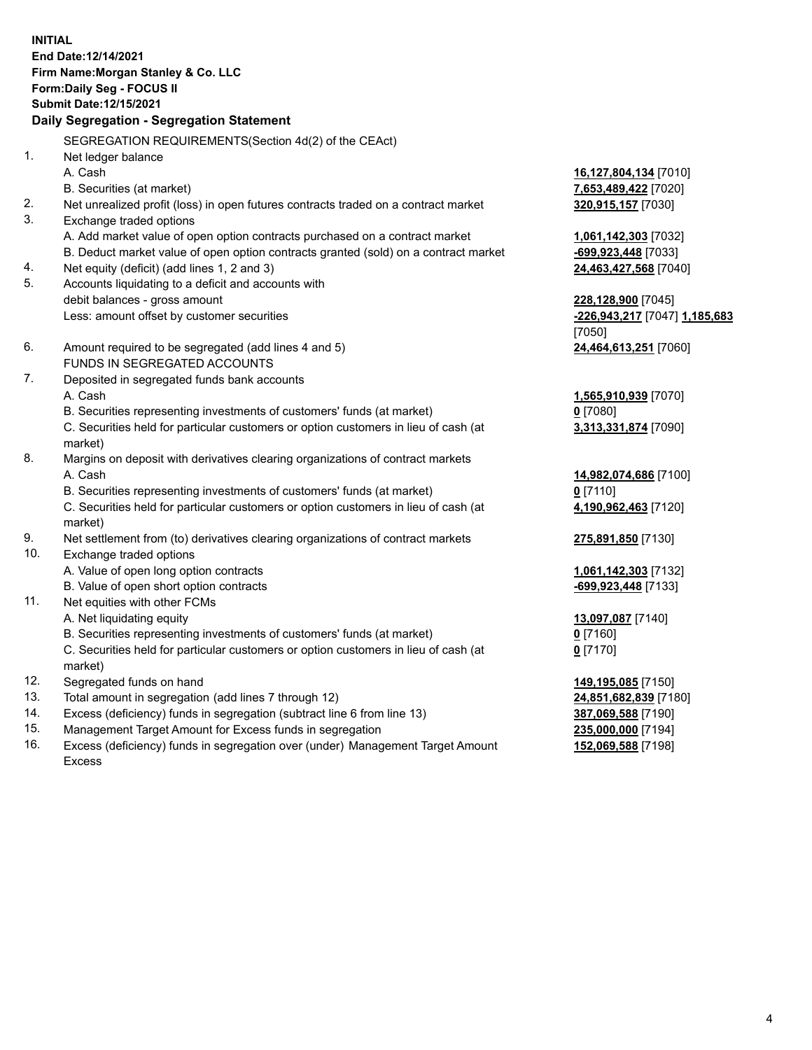**INITIAL**
**End Date:12/14/2021**
**Firm Name:Morgan Stanley & Co. LLC**
**Form:Daily Seg - FOCUS II**
**Submit Date:12/15/2021**

## Daily Segregation - Segregation Statement

SEGREGATION REQUIREMENTS(Section 4d(2) of the CEAct)

| | | |
|---|---|---|
| 1. | Net ledger balance | |
| | A. Cash | **16,127,804,134** [7010] |
| | B. Securities (at market) | **7,653,489,422** [7020] |
| 2. | Net unrealized profit (loss) in open futures contracts traded on a contract market | **320,915,157** [7030] |
| 3. | Exchange traded options | |
| | A. Add market value of open option contracts purchased on a contract market | **1,061,142,303** [7032] |
| | B. Deduct market value of open option contracts granted (sold) on a contract market | **-699,923,448** [7033] |
| 4. | Net equity (deficit) (add lines 1, 2 and 3) | **24,463,427,568** [7040] |
| 5. | Accounts liquidating to a deficit and accounts with debit balances - gross amount | **228,128,900** [7045] |
| | Less: amount offset by customer securities | **-226,943,217** [7047] **1,185,683** [7050] |
| 6. | Amount required to be segregated (add lines 4 and 5) | **24,464,613,251** [7060] |
| | FUNDS IN SEGREGATED ACCOUNTS | |
| 7. | Deposited in segregated funds bank accounts | |
| | A. Cash | **1,565,910,939** [7070] |
| | B. Securities representing investments of customers' funds (at market) | **0** [7080] |
| | C. Securities held for particular customers or option customers in lieu of cash (at market) | **3,313,331,874** [7090] |
| 8. | Margins on deposit with derivatives clearing organizations of contract markets | |
| | A. Cash | **14,982,074,686** [7100] |
| | B. Securities representing investments of customers' funds (at market) | **0** [7110] |
| | C. Securities held for particular customers or option customers in lieu of cash (at market) | **4,190,962,463** [7120] |
| 9. | Net settlement from (to) derivatives clearing organizations of contract markets | **275,891,850** [7130] |
| 10. | Exchange traded options | |
| | A. Value of open long option contracts | **1,061,142,303** [7132] |
| | B. Value of open short option contracts | **-699,923,448** [7133] |
| 11. | Net equities with other FCMs | |
| | A. Net liquidating equity | **13,097,087** [7140] |
| | B. Securities representing investments of customers' funds (at market) | **0** [7160] |
| | C. Securities held for particular customers or option customers in lieu of cash (at market) | **0** [7170] |
| 12. | Segregated funds on hand | **149,195,085** [7150] |
| 13. | Total amount in segregation (add lines 7 through 12) | **24,851,682,839** [7180] |
| 14. | Excess (deficiency) funds in segregation (subtract line 6 from line 13) | **387,069,588** [7190] |
| 15. | Management Target Amount for Excess funds in segregation | **235,000,000** [7194] |
| 16. | Excess (deficiency) funds in segregation over (under) Management Target Amount Excess | **152,069,588** [7198] |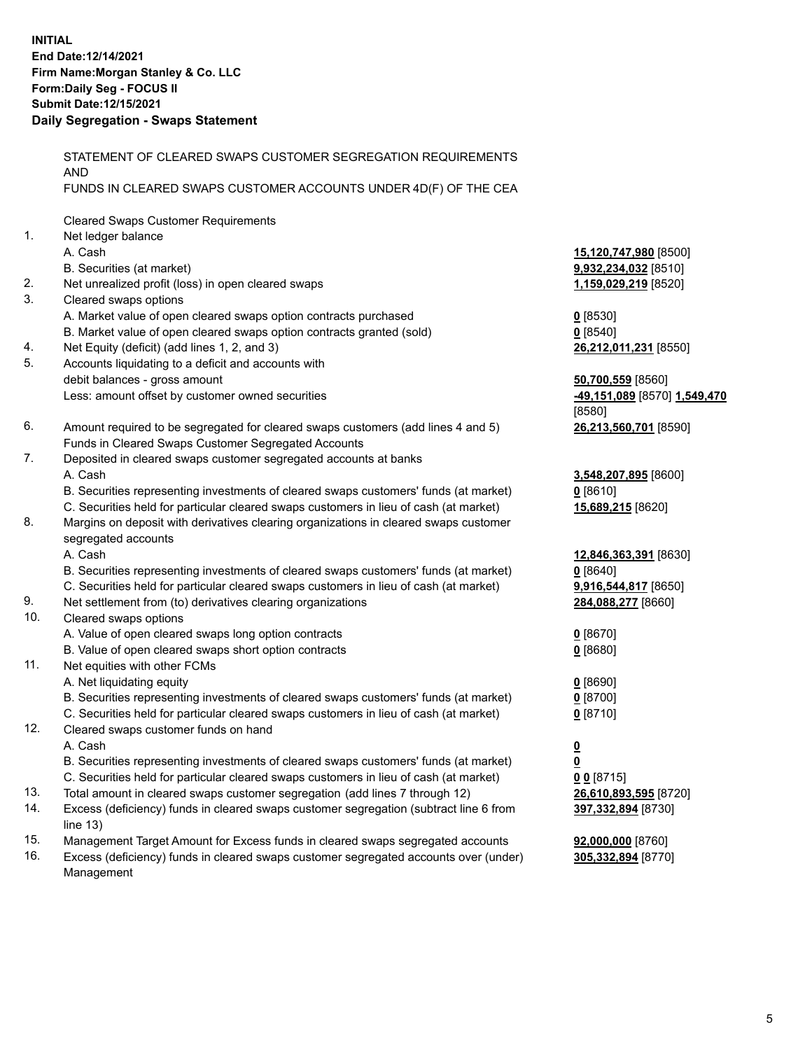**INITIAL**
**End Date:12/14/2021**
**Firm Name:Morgan Stanley & Co. LLC**
**Form:Daily Seg - FOCUS II**
**Submit Date:12/15/2021**
**Daily Segregation - Swaps Statement**

STATEMENT OF CLEARED SWAPS CUSTOMER SEGREGATION REQUIREMENTS AND
FUNDS IN CLEARED SWAPS CUSTOMER ACCOUNTS UNDER 4D(F) OF THE CEA

Cleared Swaps Customer Requirements

| | | |
|---|---|---|
| 1. | Net ledger balance | |
| | A. Cash | **15,120,747,980** [8500] |
| | B. Securities (at market) | **9,932,234,032** [8510] |
| 2. | Net unrealized profit (loss) in open cleared swaps | **1,159,029,219** [8520] |
| 3. | Cleared swaps options | |
| | A. Market value of open cleared swaps option contracts purchased | **0** [8530] |
| | B. Market value of open cleared swaps option contracts granted (sold) | **0** [8540] |
| 4. | Net Equity (deficit) (add lines 1, 2, and 3) | **26,212,011,231** [8550] |
| 5. | Accounts liquidating to a deficit and accounts with debit balances - gross amount | **50,700,559** [8560] |
| | Less: amount offset by customer owned securities | **-49,151,089** [8570] **1,549,470** [8580] |
| 6. | Amount required to be segregated for cleared swaps customers (add lines 4 and 5) | **26,213,560,701** [8590] |
| | Funds in Cleared Swaps Customer Segregated Accounts | |
| 7. | Deposited in cleared swaps customer segregated accounts at banks | |
| | A. Cash | **3,548,207,895** [8600] |
| | B. Securities representing investments of cleared swaps customers' funds (at market) | **0** [8610] |
| | C. Securities held for particular cleared swaps customers in lieu of cash (at market) | **15,689,215** [8620] |
| 8. | Margins on deposit with derivatives clearing organizations in cleared swaps customer segregated accounts | |
| | A. Cash | **12,846,363,391** [8630] |
| | B. Securities representing investments of cleared swaps customers' funds (at market) | **0** [8640] |
| | C. Securities held for particular cleared swaps customers in lieu of cash (at market) | **9,916,544,817** [8650] |
| 9. | Net settlement from (to) derivatives clearing organizations | **284,088,277** [8660] |
| 10. | Cleared swaps options | |
| | A. Value of open cleared swaps long option contracts | **0** [8670] |
| | B. Value of open cleared swaps short option contracts | **0** [8680] |
| 11. | Net equities with other FCMs | |
| | A. Net liquidating equity | **0** [8690] |
| | B. Securities representing investments of cleared swaps customers' funds (at market) | **0** [8700] |
| | C. Securities held for particular cleared swaps customers in lieu of cash (at market) | **0** [8710] |
| 12. | Cleared swaps customer funds on hand | |
| | A. Cash | **0** |
| | B. Securities representing investments of cleared swaps customers' funds (at market) | **0** |
| | C. Securities held for particular cleared swaps customers in lieu of cash (at market) | **0** **0** [8715] |
| 13. | Total amount in cleared swaps customer segregation (add lines 7 through 12) | **26,610,893,595** [8720] |
| 14. | Excess (deficiency) funds in cleared swaps customer segregation (subtract line 6 from line 13) | **397,332,894** [8730] |
| 15. | Management Target Amount for Excess funds in cleared swaps segregated accounts | **92,000,000** [8760] |
| 16. | Excess (deficiency) funds in cleared swaps customer segregated accounts over (under) Management | **305,332,894** [8770] |